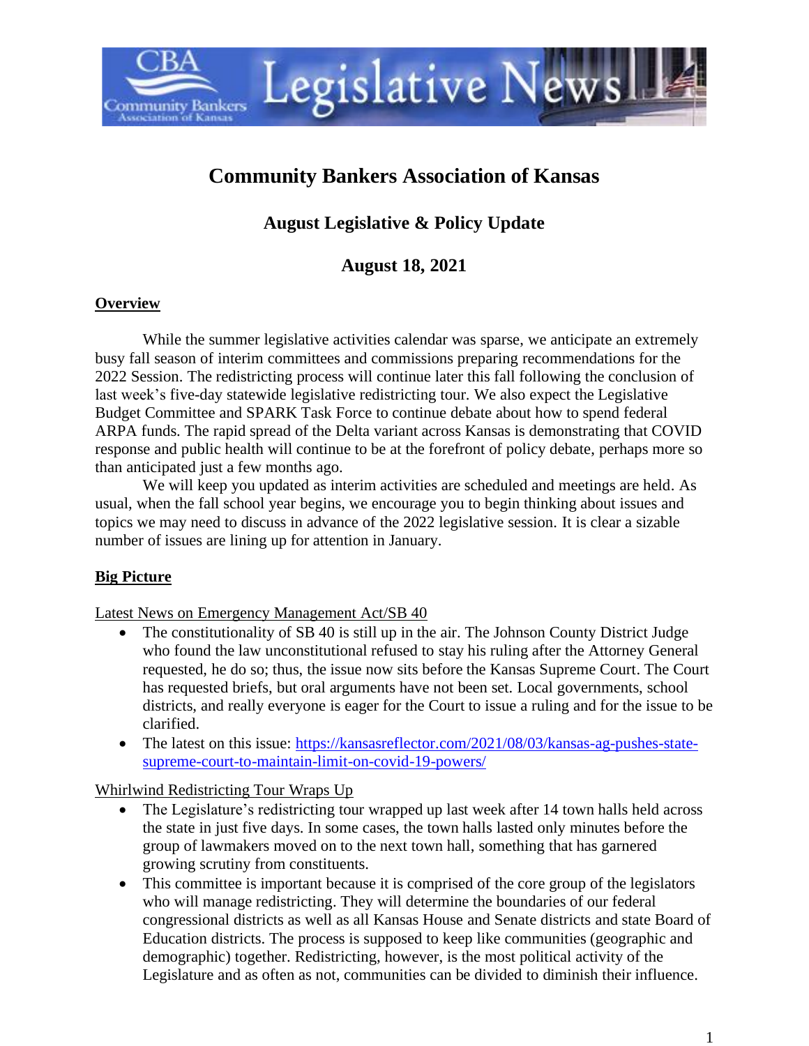# Community Bankers Association of Kansas

## August Legislative & Policy Update

## August 18, 2021

**Overview**

While the summer legislative activities calendar was sparse, we anticipate an extremely busy fall season of interim committees and commissions preparing recommendations for the 2022 Session. The redistricting process will continue later this fall following the conclusion of last week's five-day statewide legislative redistricting tour. We also expect the Legislative Budget Committee and SPARK Task Force to continue debate about how to spend federal ARPA funds. The rapid spread of the Delta variant across Kansas is demonstrating that COVID response and public health will continue to be at the forefront of policy debate, perhaps more so than anticipated just a few months ago.

We will keep you updated as interim activities are scheduled and meetings are held. As usual, when the fall school year begins, we encourage you to begin thinking about issues and topics we may need to discuss in advance of the 2022 legislative session. It is clear a sizable number of issues are lining up for attention in January.

**Big Picture**

Latest News on Emergency Management Act/SB 40

- The constitutionality of SB 40 is still up in the air. The Johnson County District Judge who found the law unconstitutional refused to stay his ruling after the Attorney General requested, he do so; thus, the issue now sits before the Kansas Supreme Court. The Court has requested briefs, but oral arguments have not been set. Local governments, school districts, and really everyone is eager for the Court to issue a ruling and for the issue to be clarified.
- The latest on this issue: https://kansasreflector.com/2021/08/03/kansas-ag-pushes-state-supreme-court-to-maintain-limit-on-covid-19-powers/

Whirlwind Redistricting Tour Wraps Up

- The Legislature's redistricting tour wrapped up last week after 14 town halls held across the state in just five days. In some cases, the town halls lasted only minutes before the group of lawmakers moved on to the next town hall, something that has garnered growing scrutiny from constituents.
- This committee is important because it is comprised of the core group of the legislators who will manage redistricting. They will determine the boundaries of our federal congressional districts as well as all Kansas House and Senate districts and state Board of Education districts. The process is supposed to keep like communities (geographic and demographic) together. Redistricting, however, is the most political activity of the Legislature and as often as not, communities can be divided to diminish their influence.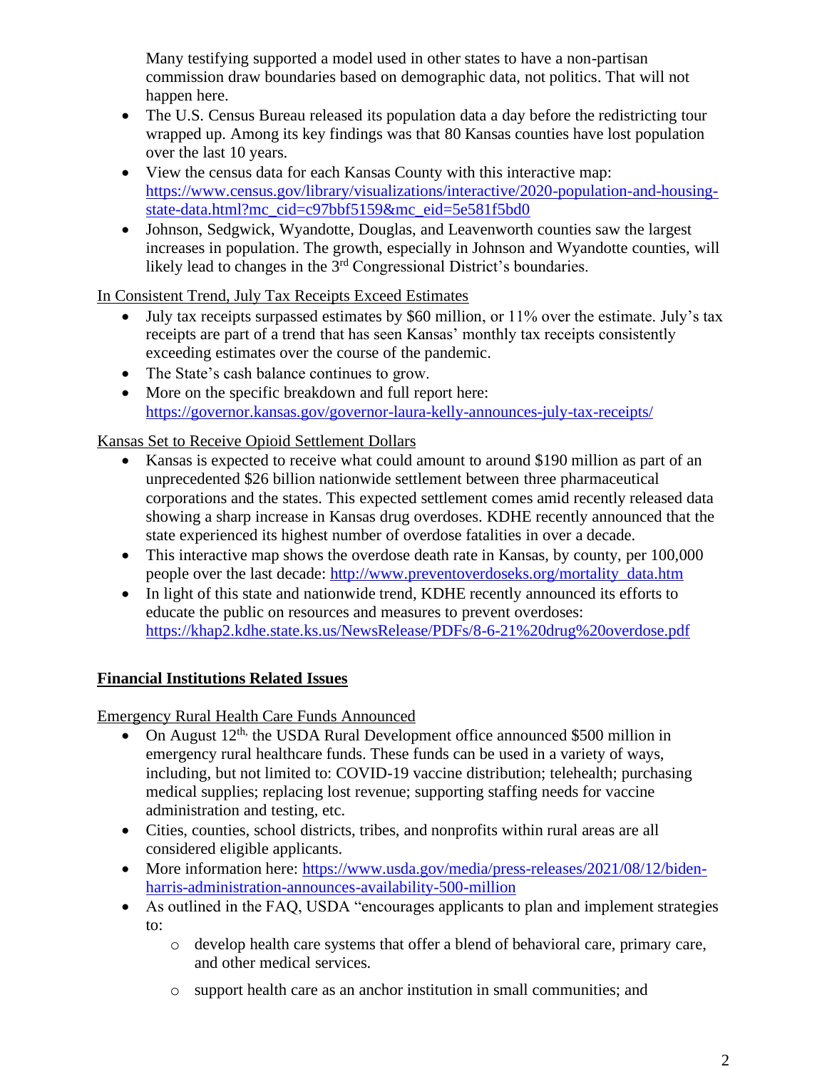Many testifying supported a model used in other states to have a non-partisan commission draw boundaries based on demographic data, not politics. That will not happen here.

- The U.S. Census Bureau released its population data a day before the redistricting tour wrapped up. Among its key findings was that 80 Kansas counties have lost population over the last 10 years.
- View the census data for each Kansas County with this interactive map: [https://www.census.gov/library/visualizations/interactive/2020-population-and-housing-state-data.html?mc_cid=c97bbf5159&mc_eid=5e581f5bd0](https://www.census.gov/library/visualizations/interactive/2020-population-and-housing-state-data.html?mc_cid=c97bbf5159&mc_eid=5e581f5bd0)
- Johnson, Sedgwick, Wyandotte, Douglas, and Leavenworth counties saw the largest increases in population. The growth, especially in Johnson and Wyandotte counties, will likely lead to changes in the 3rd Congressional District's boundaries.

In Consistent Trend, July Tax Receipts Exceed Estimates

- July tax receipts surpassed estimates by $60 million, or 11% over the estimate. July's tax receipts are part of a trend that has seen Kansas' monthly tax receipts consistently exceeding estimates over the course of the pandemic.
- The State's cash balance continues to grow.
- More on the specific breakdown and full report here: [https://governor.kansas.gov/governor-laura-kelly-announces-july-tax-receipts/](https://governor.kansas.gov/governor-laura-kelly-announces-july-tax-receipts/)

Kansas Set to Receive Opioid Settlement Dollars

- Kansas is expected to receive what could amount to around $190 million as part of an unprecedented $26 billion nationwide settlement between three pharmaceutical corporations and the states. This expected settlement comes amid recently released data showing a sharp increase in Kansas drug overdoses. KDHE recently announced that the state experienced its highest number of overdose fatalities in over a decade.
- This interactive map shows the overdose death rate in Kansas, by county, per 100,000 people over the last decade: [http://www.preventoverdoseks.org/mortality_data.htm](http://www.preventoverdoseks.org/mortality_data.htm)
- In light of this state and nationwide trend, KDHE recently announced its efforts to educate the public on resources and measures to prevent overdoses: [https://khap2.kdhe.state.ks.us/NewsRelease/PDFs/8-6-21%20drug%20overdose.pdf](https://khap2.kdhe.state.ks.us/NewsRelease/PDFs/8-6-21%20drug%20overdose.pdf)

**Financial Institutions Related Issues**

Emergency Rural Health Care Funds Announced

- On August 12th, the USDA Rural Development office announced $500 million in emergency rural healthcare funds. These funds can be used in a variety of ways, including, but not limited to: COVID-19 vaccine distribution; telehealth; purchasing medical supplies; replacing lost revenue; supporting staffing needs for vaccine administration and testing, etc.
- Cities, counties, school districts, tribes, and nonprofits within rural areas are all considered eligible applicants.
- More information here: [https://www.usda.gov/media/press-releases/2021/08/12/biden-harris-administration-announces-availability-500-million](https://www.usda.gov/media/press-releases/2021/08/12/biden-harris-administration-announces-availability-500-million)
- As outlined in the FAQ, USDA "encourages applicants to plan and implement strategies to:
    - develop health care systems that offer a blend of behavioral care, primary care, and other medical services.
    - support health care as an anchor institution in small communities; and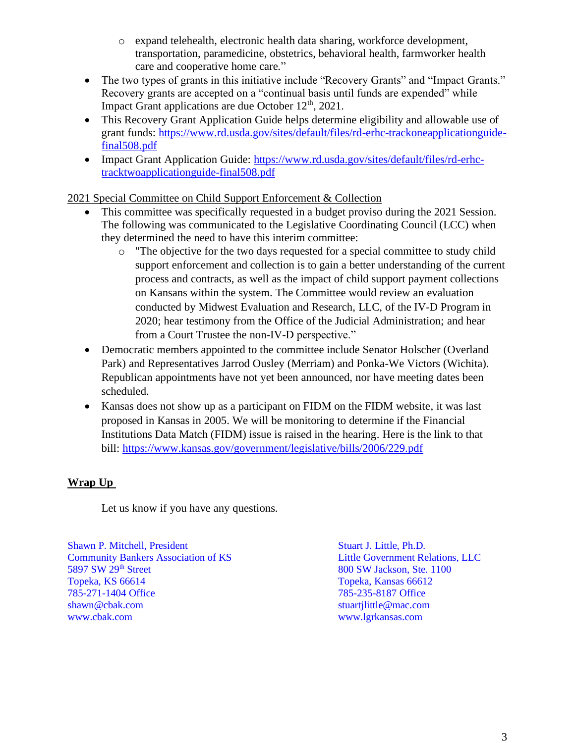- expand telehealth, electronic health data sharing, workforce development, transportation, paramedicine, obstetrics, behavioral health, farmworker health care and cooperative home care."
- The two types of grants in this initiative include "Recovery Grants" and "Impact Grants." Recovery grants are accepted on a "continual basis until funds are expended" while Impact Grant applications are due October 12th, 2021.
- This Recovery Grant Application Guide helps determine eligibility and allowable use of grant funds: https://www.rd.usda.gov/sites/default/files/rd-erhc-trackoneapplicationguide-final508.pdf
- Impact Grant Application Guide: https://www.rd.usda.gov/sites/default/files/rd-erhc-tracktwoapplicationguide-final508.pdf

2021 Special Committee on Child Support Enforcement & Collection

- This committee was specifically requested in a budget proviso during the 2021 Session. The following was communicated to the Legislative Coordinating Council (LCC) when they determined the need to have this interim committee:
  - "The objective for the two days requested for a special committee to study child support enforcement and collection is to gain a better understanding of the current process and contracts, as well as the impact of child support payment collections on Kansans within the system. The Committee would review an evaluation conducted by Midwest Evaluation and Research, LLC, of the IV-D Program in 2020; hear testimony from the Office of the Judicial Administration; and hear from a Court Trustee the non-IV-D perspective."
- Democratic members appointed to the committee include Senator Holscher (Overland Park) and Representatives Jarrod Ousley (Merriam) and Ponka-We Victors (Wichita). Republican appointments have not yet been announced, nor have meeting dates been scheduled.
- Kansas does not show up as a participant on FIDM on the FIDM website, it was last proposed in Kansas in 2005. We will be monitoring to determine if the Financial Institutions Data Match (FIDM) issue is raised in the hearing. Here is the link to that bill: https://www.kansas.gov/government/legislative/bills/2006/229.pdf

## Wrap Up

Let us know if you have any questions.

Shawn P. Mitchell, President
Community Bankers Association of KS
5897 SW 29th Street
Topeka, KS 66614
785-271-1404 Office
shawn@cbak.com
www.cbak.com

Stuart J. Little, Ph.D.
Little Government Relations, LLC
800 SW Jackson, Ste. 1100
Topeka, Kansas 66612
785-235-8187 Office
stuartjlittle@mac.com
www.lgrkansas.com